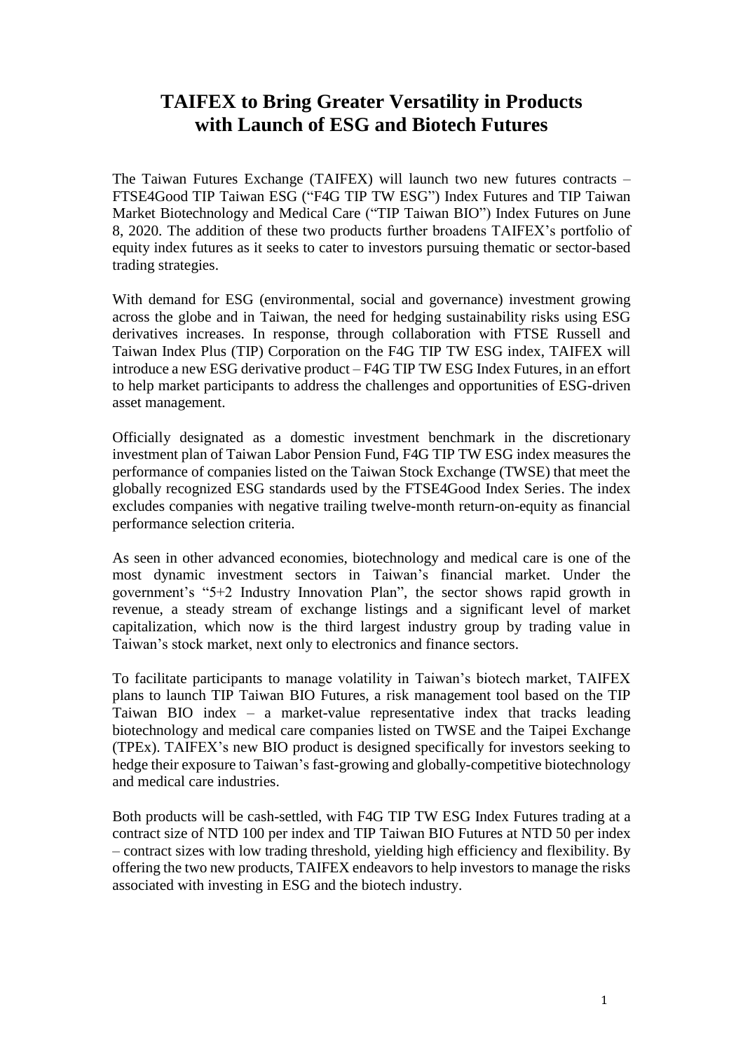# TAIFEX to Bring Greater Versatility in Products with Launch of ESG and Biotech Futures

The Taiwan Futures Exchange (TAIFEX) will launch two new futures contracts – FTSE4Good TIP Taiwan ESG ("F4G TIP TW ESG") Index Futures and TIP Taiwan Market Biotechnology and Medical Care ("TIP Taiwan BIO") Index Futures on June 8, 2020. The addition of these two products further broadens TAIFEX's portfolio of equity index futures as it seeks to cater to investors pursuing thematic or sector-based trading strategies.

With demand for ESG (environmental, social and governance) investment growing across the globe and in Taiwan, the need for hedging sustainability risks using ESG derivatives increases. In response, through collaboration with FTSE Russell and Taiwan Index Plus (TIP) Corporation on the F4G TIP TW ESG index, TAIFEX will introduce a new ESG derivative product – F4G TIP TW ESG Index Futures, in an effort to help market participants to address the challenges and opportunities of ESG-driven asset management.

Officially designated as a domestic investment benchmark in the discretionary investment plan of Taiwan Labor Pension Fund, F4G TIP TW ESG index measures the performance of companies listed on the Taiwan Stock Exchange (TWSE) that meet the globally recognized ESG standards used by the FTSE4Good Index Series. The index excludes companies with negative trailing twelve-month return-on-equity as financial performance selection criteria.

As seen in other advanced economies, biotechnology and medical care is one of the most dynamic investment sectors in Taiwan's financial market. Under the government's "5+2 Industry Innovation Plan", the sector shows rapid growth in revenue, a steady stream of exchange listings and a significant level of market capitalization, which now is the third largest industry group by trading value in Taiwan's stock market, next only to electronics and finance sectors.

To facilitate participants to manage volatility in Taiwan's biotech market, TAIFEX plans to launch TIP Taiwan BIO Futures, a risk management tool based on the TIP Taiwan BIO index – a market-value representative index that tracks leading biotechnology and medical care companies listed on TWSE and the Taipei Exchange (TPEx). TAIFEX's new BIO product is designed specifically for investors seeking to hedge their exposure to Taiwan's fast-growing and globally-competitive biotechnology and medical care industries.

Both products will be cash-settled, with F4G TIP TW ESG Index Futures trading at a contract size of NTD 100 per index and TIP Taiwan BIO Futures at NTD 50 per index – contract sizes with low trading threshold, yielding high efficiency and flexibility. By offering the two new products, TAIFEX endeavors to help investors to manage the risks associated with investing in ESG and the biotech industry.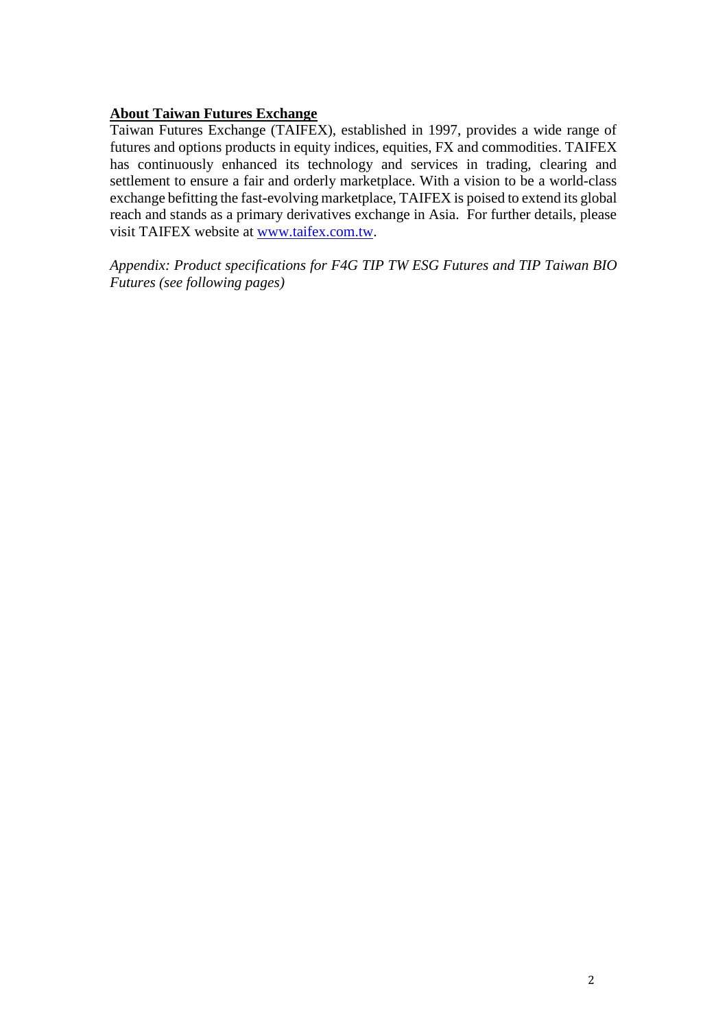**About Taiwan Futures Exchange**

Taiwan Futures Exchange (TAIFEX), established in 1997, provides a wide range of futures and options products in equity indices, equities, FX and commodities. TAIFEX has continuously enhanced its technology and services in trading, clearing and settlement to ensure a fair and orderly marketplace. With a vision to be a world-class exchange befitting the fast-evolving marketplace, TAIFEX is poised to extend its global reach and stands as a primary derivatives exchange in Asia. For further details, please visit TAIFEX website at [www.taifex.com.tw](http://www.taifex.com.tw).

*Appendix: Product specifications for F4G TIP TW ESG Futures and TIP Taiwan BIO Futures (see following pages)*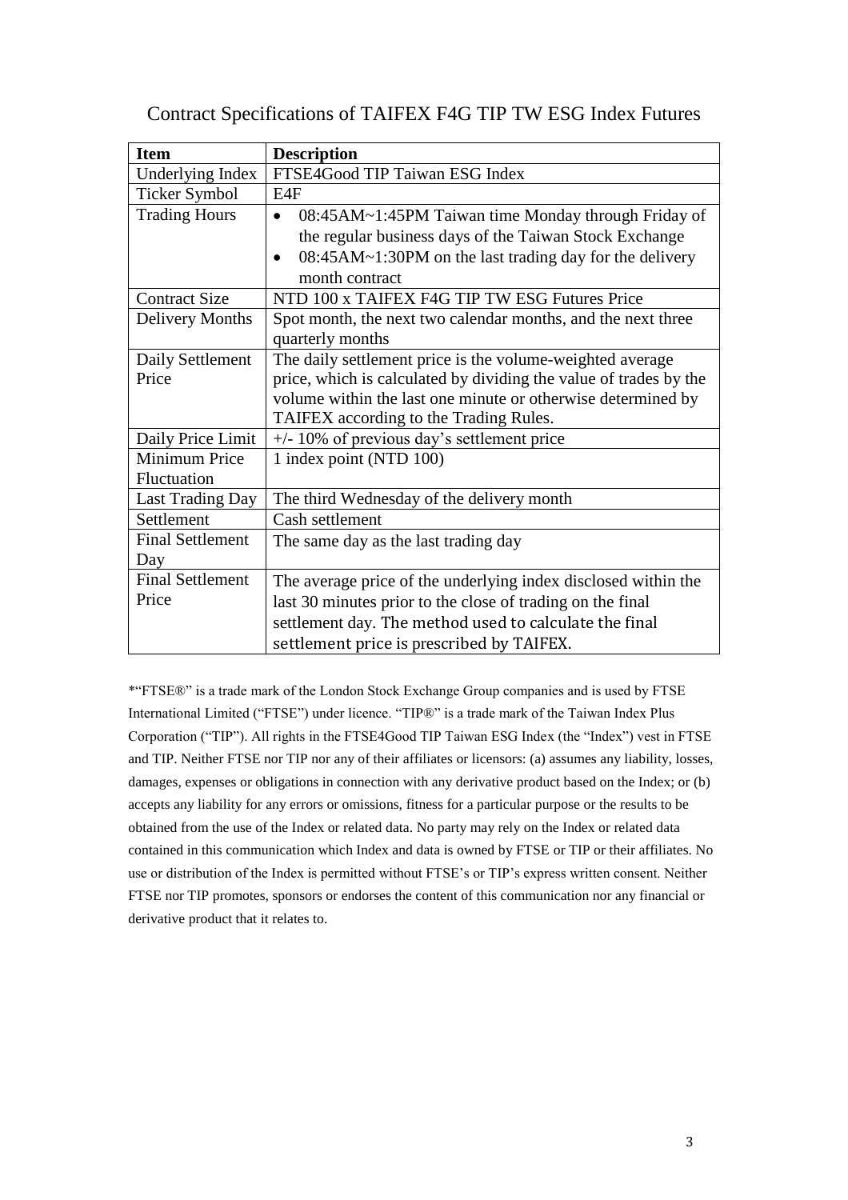# Contract Specifications of TAIFEX F4G TIP TW ESG Index Futures

| Item | Description |
| --- | --- |
| Underlying Index | FTSE4Good TIP Taiwan ESG Index |
| Ticker Symbol | E4F |
| Trading Hours | • 08:45AM~1:45PM Taiwan time Monday through Friday of the regular business days of the Taiwan Stock Exchange<br>• 08:45AM~1:30PM on the last trading day for the delivery month contract |
| Contract Size | NTD 100 x TAIFEX F4G TIP TW ESG Futures Price |
| Delivery Months | Spot month, the next two calendar months, and the next three quarterly months |
| Daily Settlement Price | The daily settlement price is the volume-weighted average price, which is calculated by dividing the value of trades by the volume within the last one minute or otherwise determined by TAIFEX according to the Trading Rules. |
| Daily Price Limit | +/- 10% of previous day's settlement price |
| Minimum Price Fluctuation | 1 index point (NTD 100) |
| Last Trading Day | The third Wednesday of the delivery month |
| Settlement | Cash settlement |
| Final Settlement Day | The same day as the last trading day |
| Final Settlement Price | The average price of the underlying index disclosed within the last 30 minutes prior to the close of trading on the final settlement day. The method used to calculate the final settlement price is prescribed by TAIFEX. |

*"FTSE®" is a trade mark of the London Stock Exchange Group companies and is used by FTSE International Limited ("FTSE") under licence. "TIP®" is a trade mark of the Taiwan Index Plus Corporation ("TIP"). All rights in the FTSE4Good TIP Taiwan ESG Index (the "Index") vest in FTSE and TIP. Neither FTSE nor TIP nor any of their affiliates or licensors: (a) assumes any liability, losses, damages, expenses or obligations in connection with any derivative product based on the Index; or (b) accepts any liability for any errors or omissions, fitness for a particular purpose or the results to be obtained from the use of the Index or related data. No party may rely on the Index or related data contained in this communication which Index and data is owned by FTSE or TIP or their affiliates. No use or distribution of the Index is permitted without FTSE's or TIP's express written consent. Neither FTSE nor TIP promotes, sponsors or endorses the content of this communication nor any financial or derivative product that it relates to.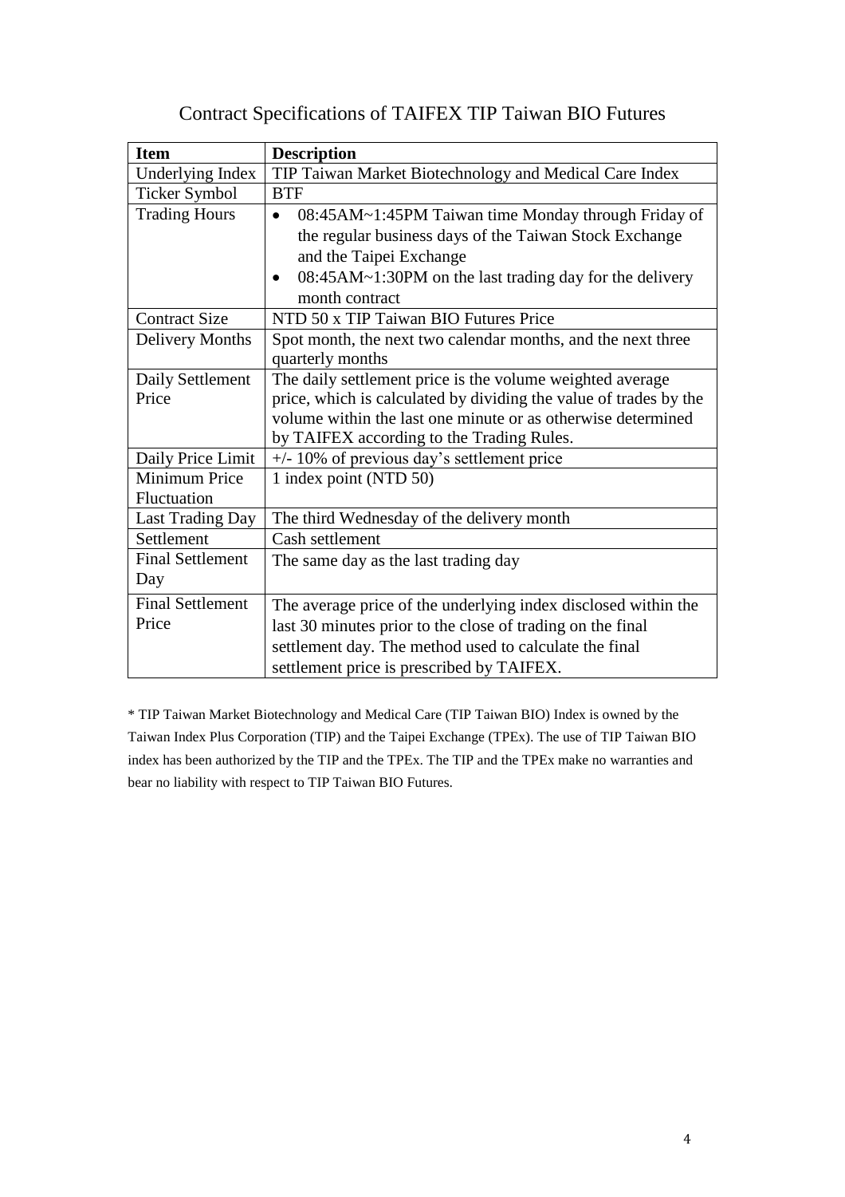# Contract Specifications of TAIFEX TIP Taiwan BIO Futures

| **Item** | **Description** |
|---|---|
| Underlying Index | TIP Taiwan Market Biotechnology and Medical Care Index |
| Ticker Symbol | BTF |
| Trading Hours | • 08:45AM~1:45PM Taiwan time Monday through Friday of the regular business days of the Taiwan Stock Exchange and the Taipei Exchange<br>• 08:45AM~1:30PM on the last trading day for the delivery month contract |
| Contract Size | NTD 50 x TIP Taiwan BIO Futures Price |
| Delivery Months | Spot month, the next two calendar months, and the next three quarterly months |
| Daily Settlement Price | The daily settlement price is the volume weighted average price, which is calculated by dividing the value of trades by the volume within the last one minute or as otherwise determined by TAIFEX according to the Trading Rules. |
| Daily Price Limit | +/- 10% of previous day's settlement price |
| Minimum Price Fluctuation | 1 index point (NTD 50) |
| Last Trading Day | The third Wednesday of the delivery month |
| Settlement | Cash settlement |
| Final Settlement Day | The same day as the last trading day |
| Final Settlement Price | The average price of the underlying index disclosed within the last 30 minutes prior to the close of trading on the final settlement day. The method used to calculate the final settlement price is prescribed by TAIFEX. |

\* TIP Taiwan Market Biotechnology and Medical Care (TIP Taiwan BIO) Index is owned by the Taiwan Index Plus Corporation (TIP) and the Taipei Exchange (TPEx). The use of TIP Taiwan BIO index has been authorized by the TIP and the TPEx. The TIP and the TPEx make no warranties and bear no liability with respect to TIP Taiwan BIO Futures.